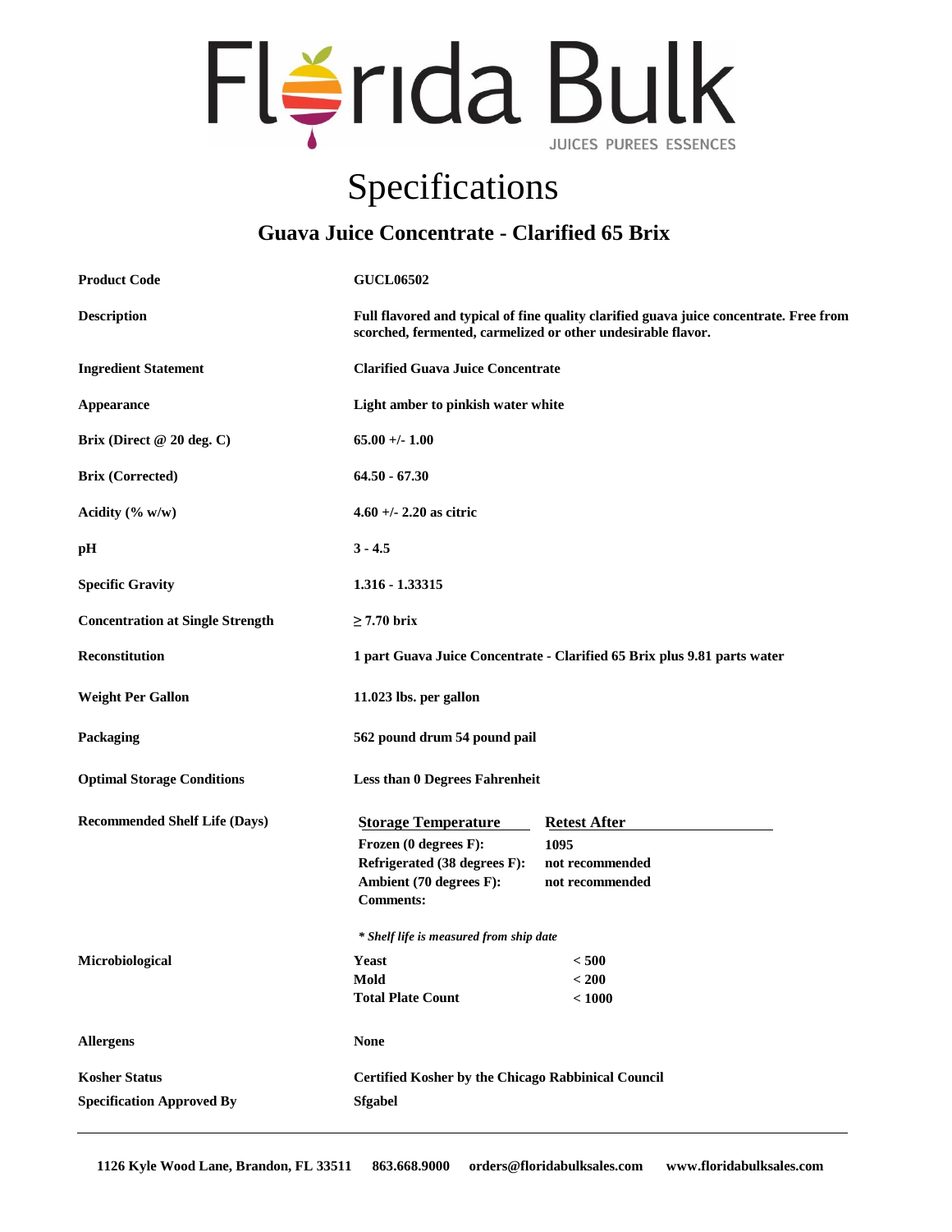# Florida Bulk

JUICES PUREES ESSENCES

# Specifications

## Guava Juice Concentrate - Clarified 65 Brix

| | |
|---|---|
| **Product Code** | **GUCL06502** |
| **Description** | **Full flavored and typical of fine quality clarified guava juice concentrate. Free from scorched, fermented, carmelized or other undesirable flavor.** |
| **Ingredient Statement** | **Clarified Guava Juice Concentrate** |
| **Appearance** | **Light amber to pinkish water white** |
| **Brix (Direct @ 20 deg. C)** | **65.00 +/- 1.00** |
| **Brix (Corrected)** | **64.50 - 67.30** |
| **Acidity (% w/w)** | **4.60 +/- 2.20 as citric** |
| **pH** | **3 - 4.5** |
| **Specific Gravity** | **1.316 - 1.33315** |
| **Concentration at Single Strength** | **≥ 7.70 brix** |
| **Reconstitution** | **1 part Guava Juice Concentrate - Clarified 65 Brix plus 9.81 parts water** |
| **Weight Per Gallon** | **11.023 lbs. per gallon** |
| **Packaging** | **562 pound drum 54 pound pail** |
| **Optimal Storage Conditions** | **Less than 0 Degrees Fahrenheit** |

**Recommended Shelf Life (Days)**

| Storage Temperature | Retest After |
|---|---|
| Frozen (0 degrees F): | 1095 |
| Refrigerated (38 degrees F): | not recommended |
| Ambient (70 degrees F): | not recommended |
| Comments: | |

*\* Shelf life is measured from ship date*

**Microbiological**

| | |
|---|---|
| Yeast | < 500 |
| Mold | < 200 |
| Total Plate Count | < 1000 |

| | |
|---|---|
| **Allergens** | **None** |
| **Kosher Status** | **Certified Kosher by the Chicago Rabbinical Council** |
| **Specification Approved By** | **Sfgabel** |

**1126 Kyle Wood Lane, Brandon, FL 33511 863.668.9000 orders@floridabulksales.com www.floridabulksales.com**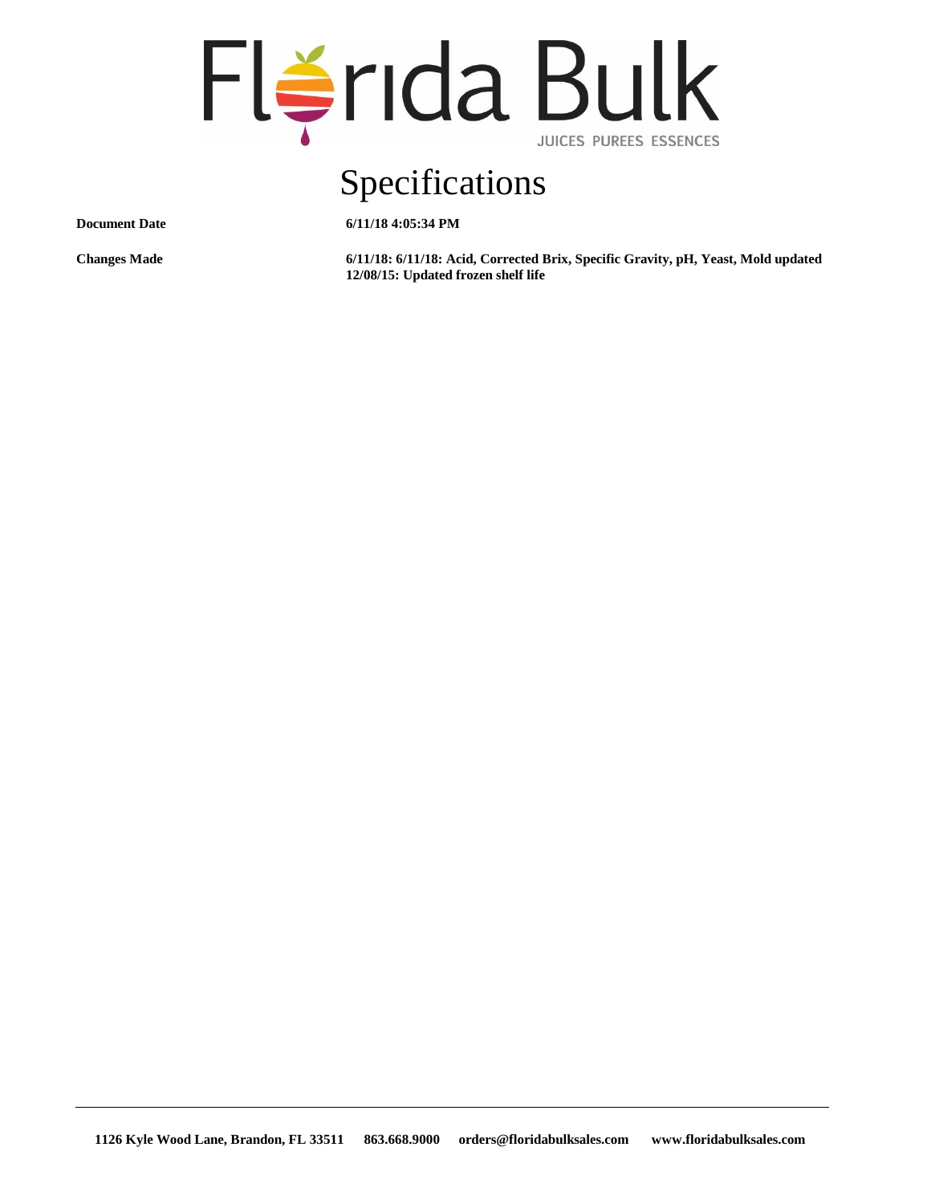# Specifications

| | |
|---|---|
| **Document Date** | **6/11/18 4:05:34 PM** |
| **Changes Made** | **6/11/18: 6/11/18: Acid, Corrected Brix, Specific Gravity, pH, Yeast, Mold updated**<br>**12/08/15: Updated frozen shelf life** |